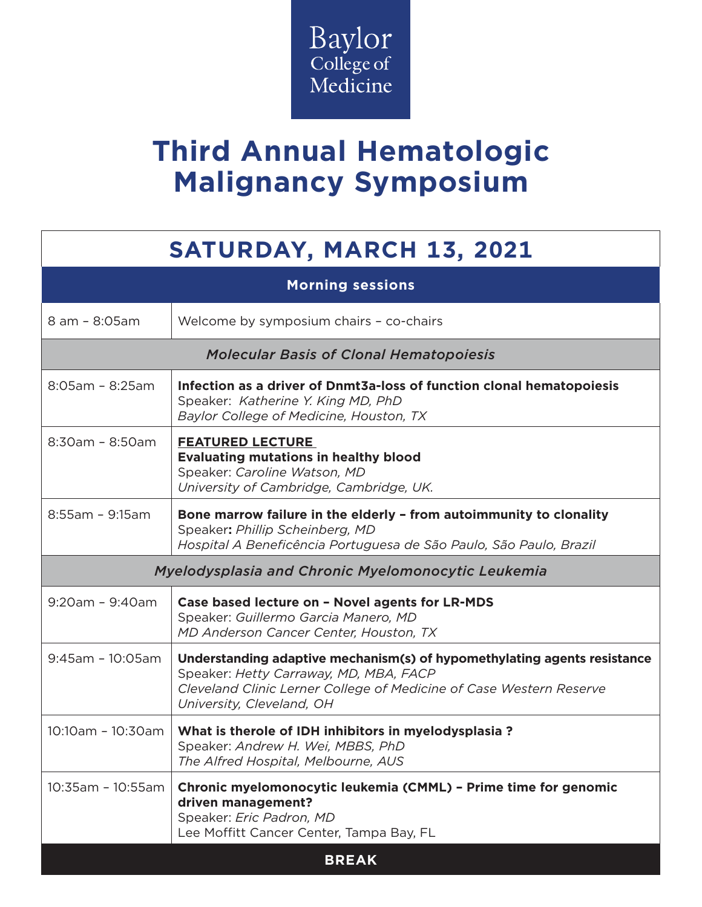Baylor College of Medicine

# Third Annual Hematologic Malignancy Symposium

## SATURDAY, MARCH 13, 2021

| **Morning sessions** | |
|---|---|
| 8 am – 8:05am | Welcome by symposium chairs – co-chairs |
| | ***Molecular Basis of Clonal Hematopoiesis*** |
| 8:05am – 8:25am | **Infection as a driver of Dnmt3a-loss of function clonal hematopoiesis**<br>Speaker: *Katherine Y. King MD, PhD*<br>*Baylor College of Medicine, Houston, TX* |
| 8:30am – 8:50am | **FEATURED LECTURE**<br>**Evaluating mutations in healthy blood**<br>Speaker: *Caroline Watson, MD*<br>*University of Cambridge, Cambridge, UK.* |
| 8:55am – 9:15am | **Bone marrow failure in the elderly – from autoimmunity to clonality**<br>Speaker**:** *Phillip Scheinberg, MD*<br>*Hospital A Beneficência Portuguesa de São Paulo, São Paulo, Brazil* |
| | ***Myelodysplasia and Chronic Myelomonocytic Leukemia*** |
| 9:20am – 9:40am | **Case based lecture on – Novel agents for LR-MDS**<br>Speaker: *Guillermo Garcia Manero, MD*<br>*MD Anderson Cancer Center, Houston, TX* |
| 9:45am – 10:05am | **Understanding adaptive mechanism(s) of hypomethylating agents resistance**<br>Speaker: *Hetty Carraway, MD, MBA, FACP*<br>*Cleveland Clinic Lerner College of Medicine of Case Western Reserve University, Cleveland, OH* |
| 10:10am – 10:30am | **What is therole of IDH inhibitors in myelodysplasia ?**<br>Speaker: *Andrew H. Wei, MBBS, PhD*<br>*The Alfred Hospital, Melbourne, AUS* |
| 10:35am – 10:55am | **Chronic myelomonocytic leukemia (CMML) – Prime time for genomic driven management?**<br>Speaker: *Eric Padron, MD*<br>Lee Moffitt Cancer Center, Tampa Bay, FL |
| | **BREAK** |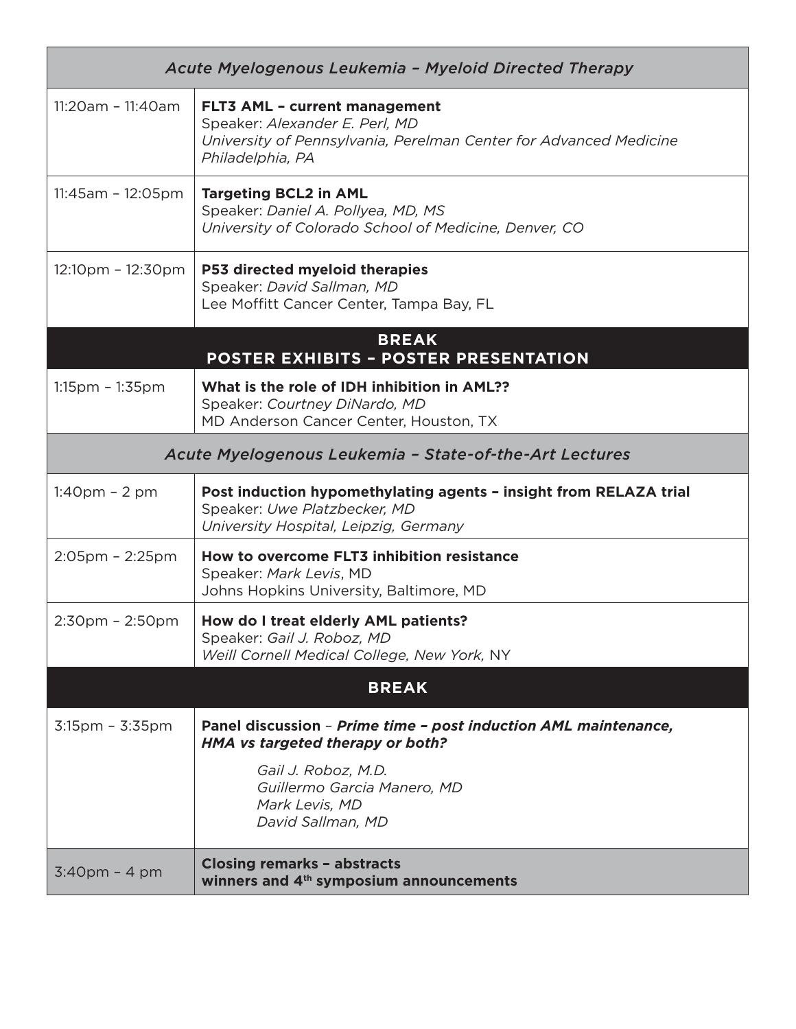| | |
|---|---|
| *Acute Myelogenous Leukemia – Myeloid Directed Therapy* | |
| 11:20am – 11:40am | **FLT3 AML – current management**<br>Speaker: *Alexander E. Perl, MD*<br>*University of Pennsylvania, Perelman Center for Advanced Medicine Philadelphia, PA* |
| 11:45am – 12:05pm | **Targeting BCL2 in AML**<br>Speaker: *Daniel A. Pollyea, MD, MS*<br>*University of Colorado School of Medicine, Denver, CO* |
| 12:10pm – 12:30pm | **P53 directed myeloid therapies**<br>Speaker: *David Sallman, MD*<br>Lee Moffitt Cancer Center, Tampa Bay, FL |
| **BREAK**<br>**POSTER EXHIBITS – POSTER PRESENTATION** | |
| 1:15pm – 1:35pm | **What is the role of IDH inhibition in AML??**<br>Speaker: *Courtney DiNardo, MD*<br>MD Anderson Cancer Center, Houston, TX |
| *Acute Myelogenous Leukemia – State-of-the-Art Lectures* | |
| 1:40pm – 2 pm | **Post induction hypomethylating agents – insight from RELAZA trial**<br>Speaker: *Uwe Platzbecker, MD*<br>*University Hospital, Leipzig, Germany* |
| 2:05pm – 2:25pm | **How to overcome FLT3 inhibition resistance**<br>Speaker: *Mark Levis*, MD<br>Johns Hopkins University, Baltimore, MD |
| 2:30pm – 2:50pm | **How do I treat elderly AML patients?**<br>Speaker: *Gail J. Roboz, MD*<br>*Weill Cornell Medical College, New York,* NY |
| **BREAK** | |
| 3:15pm – 3:35pm | **Panel discussion** – ***Prime time – post induction AML maintenance, HMA vs targeted therapy or both?***<br>*Gail J. Roboz, M.D.*<br>*Guillermo Garcia Manero, MD*<br>*Mark Levis, MD*<br>*David Sallman, MD* |
| 3:40pm – 4 pm | **Closing remarks – abstracts winners and 4th symposium announcements** |